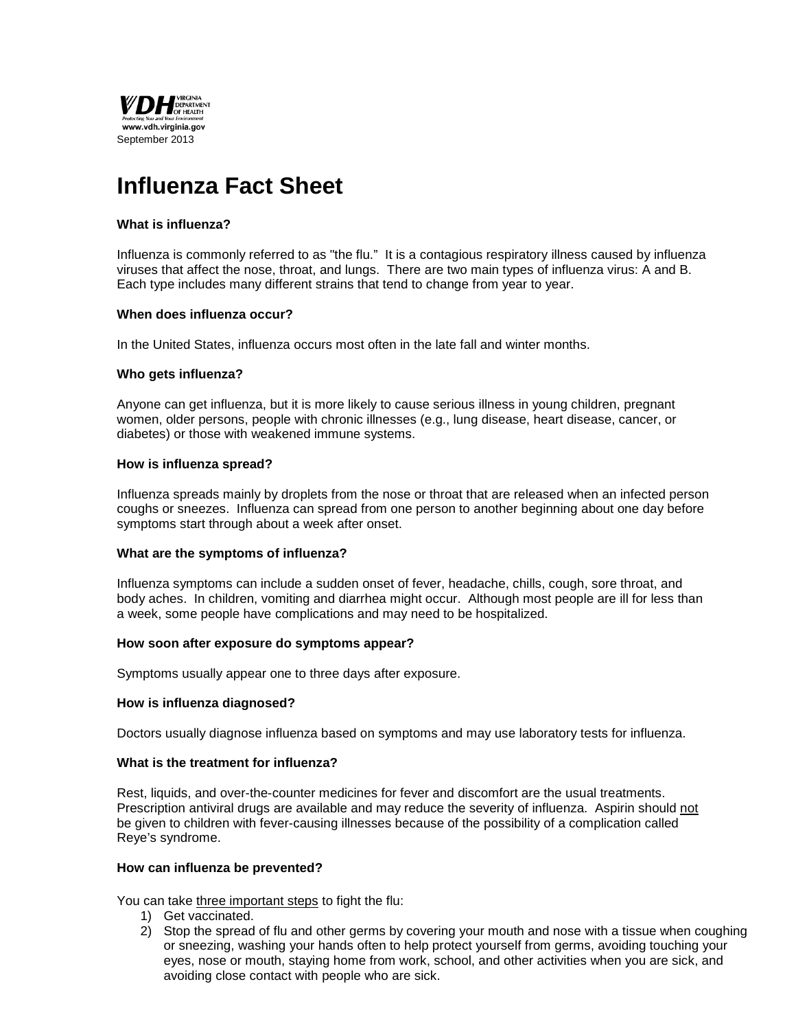VDH VIRGINIA DEPARTMENT OF HEALTH
Protecting You and Your Environment
www.vdh.virginia.gov
September 2013

# Influenza Fact Sheet

**What is influenza?**

Influenza is commonly referred to as "the flu." It is a contagious respiratory illness caused by influenza viruses that affect the nose, throat, and lungs. There are two main types of influenza virus: A and B. Each type includes many different strains that tend to change from year to year.

**When does influenza occur?**

In the United States, influenza occurs most often in the late fall and winter months.

**Who gets influenza?**

Anyone can get influenza, but it is more likely to cause serious illness in young children, pregnant women, older persons, people with chronic illnesses (e.g., lung disease, heart disease, cancer, or diabetes) or those with weakened immune systems.

**How is influenza spread?**

Influenza spreads mainly by droplets from the nose or throat that are released when an infected person coughs or sneezes. Influenza can spread from one person to another beginning about one day before symptoms start through about a week after onset.

**What are the symptoms of influenza?**

Influenza symptoms can include a sudden onset of fever, headache, chills, cough, sore throat, and body aches. In children, vomiting and diarrhea might occur. Although most people are ill for less than a week, some people have complications and may need to be hospitalized.

**How soon after exposure do symptoms appear?**

Symptoms usually appear one to three days after exposure.

**How is influenza diagnosed?**

Doctors usually diagnose influenza based on symptoms and may use laboratory tests for influenza.

**What is the treatment for influenza?**

Rest, liquids, and over-the-counter medicines for fever and discomfort are the usual treatments. Prescription antiviral drugs are available and may reduce the severity of influenza. Aspirin should not be given to children with fever-causing illnesses because of the possibility of a complication called Reye's syndrome.

**How can influenza be prevented?**

You can take three important steps to fight the flu:

1) Get vaccinated.
2) Stop the spread of flu and other germs by covering your mouth and nose with a tissue when coughing or sneezing, washing your hands often to help protect yourself from germs, avoiding touching your eyes, nose or mouth, staying home from work, school, and other activities when you are sick, and avoiding close contact with people who are sick.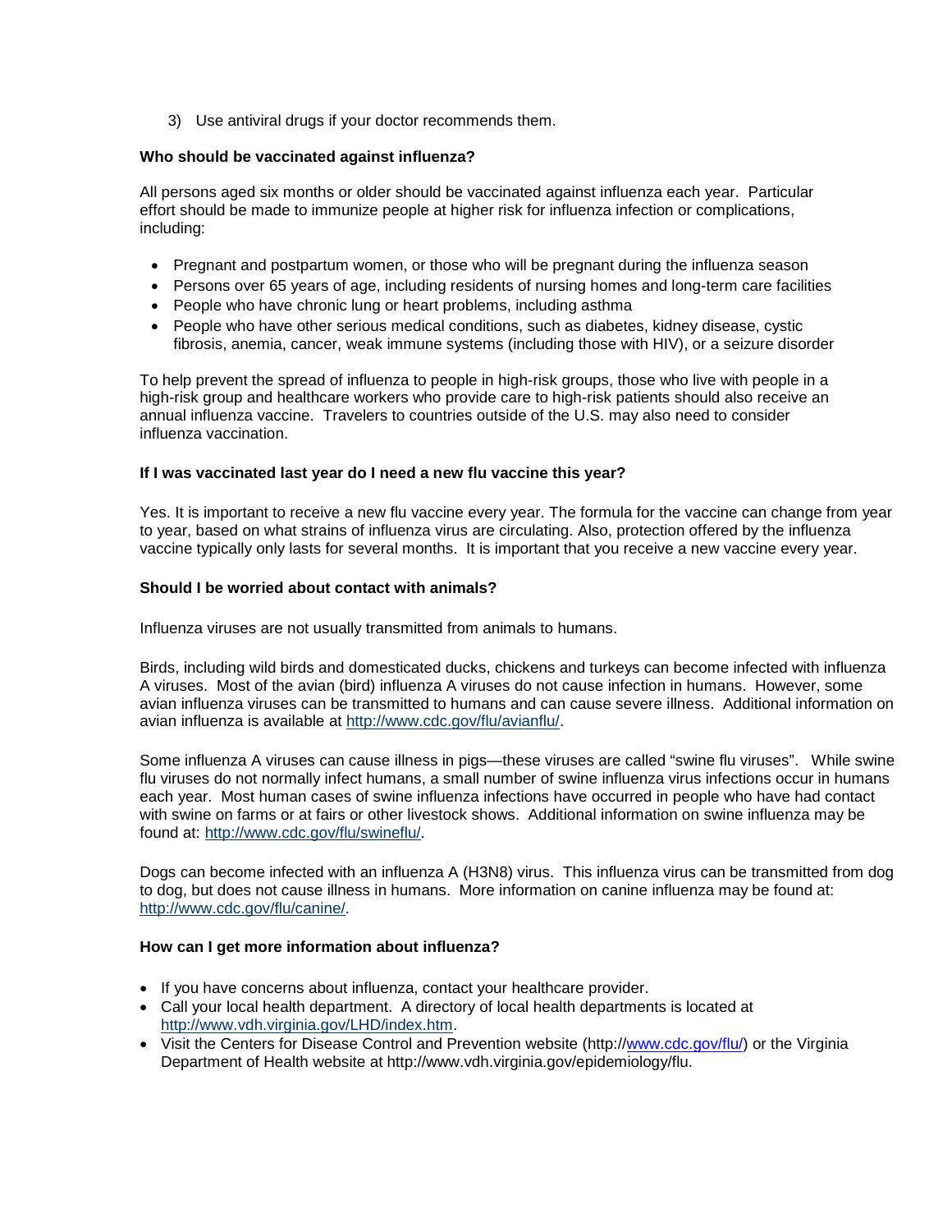3) Use antiviral drugs if your doctor recommends them.

**Who should be vaccinated against influenza?**

All persons aged six months or older should be vaccinated against influenza each year. Particular effort should be made to immunize people at higher risk for influenza infection or complications, including:

- Pregnant and postpartum women, or those who will be pregnant during the influenza season
- Persons over 65 years of age, including residents of nursing homes and long-term care facilities
- People who have chronic lung or heart problems, including asthma
- People who have other serious medical conditions, such as diabetes, kidney disease, cystic fibrosis, anemia, cancer, weak immune systems (including those with HIV), or a seizure disorder

To help prevent the spread of influenza to people in high-risk groups, those who live with people in a high-risk group and healthcare workers who provide care to high-risk patients should also receive an annual influenza vaccine. Travelers to countries outside of the U.S. may also need to consider influenza vaccination.

**If I was vaccinated last year do I need a new flu vaccine this year?**

Yes. It is important to receive a new flu vaccine every year. The formula for the vaccine can change from year to year, based on what strains of influenza virus are circulating. Also, protection offered by the influenza vaccine typically only lasts for several months. It is important that you receive a new vaccine every year.

**Should I be worried about contact with animals?**

Influenza viruses are not usually transmitted from animals to humans.

Birds, including wild birds and domesticated ducks, chickens and turkeys can become infected with influenza A viruses. Most of the avian (bird) influenza A viruses do not cause infection in humans. However, some avian influenza viruses can be transmitted to humans and can cause severe illness. Additional information on avian influenza is available at http://www.cdc.gov/flu/avianflu/.

Some influenza A viruses can cause illness in pigs—these viruses are called "swine flu viruses". While swine flu viruses do not normally infect humans, a small number of swine influenza virus infections occur in humans each year. Most human cases of swine influenza infections have occurred in people who have had contact with swine on farms or at fairs or other livestock shows. Additional information on swine influenza may be found at: http://www.cdc.gov/flu/swineflu/.

Dogs can become infected with an influenza A (H3N8) virus. This influenza virus can be transmitted from dog to dog, but does not cause illness in humans. More information on canine influenza may be found at: http://www.cdc.gov/flu/canine/.

**How can I get more information about influenza?**

- If you have concerns about influenza, contact your healthcare provider.
- Call your local health department. A directory of local health departments is located at http://www.vdh.virginia.gov/LHD/index.htm.
- Visit the Centers for Disease Control and Prevention website (http://www.cdc.gov/flu/) or the Virginia Department of Health website at http://www.vdh.virginia.gov/epidemiology/flu.